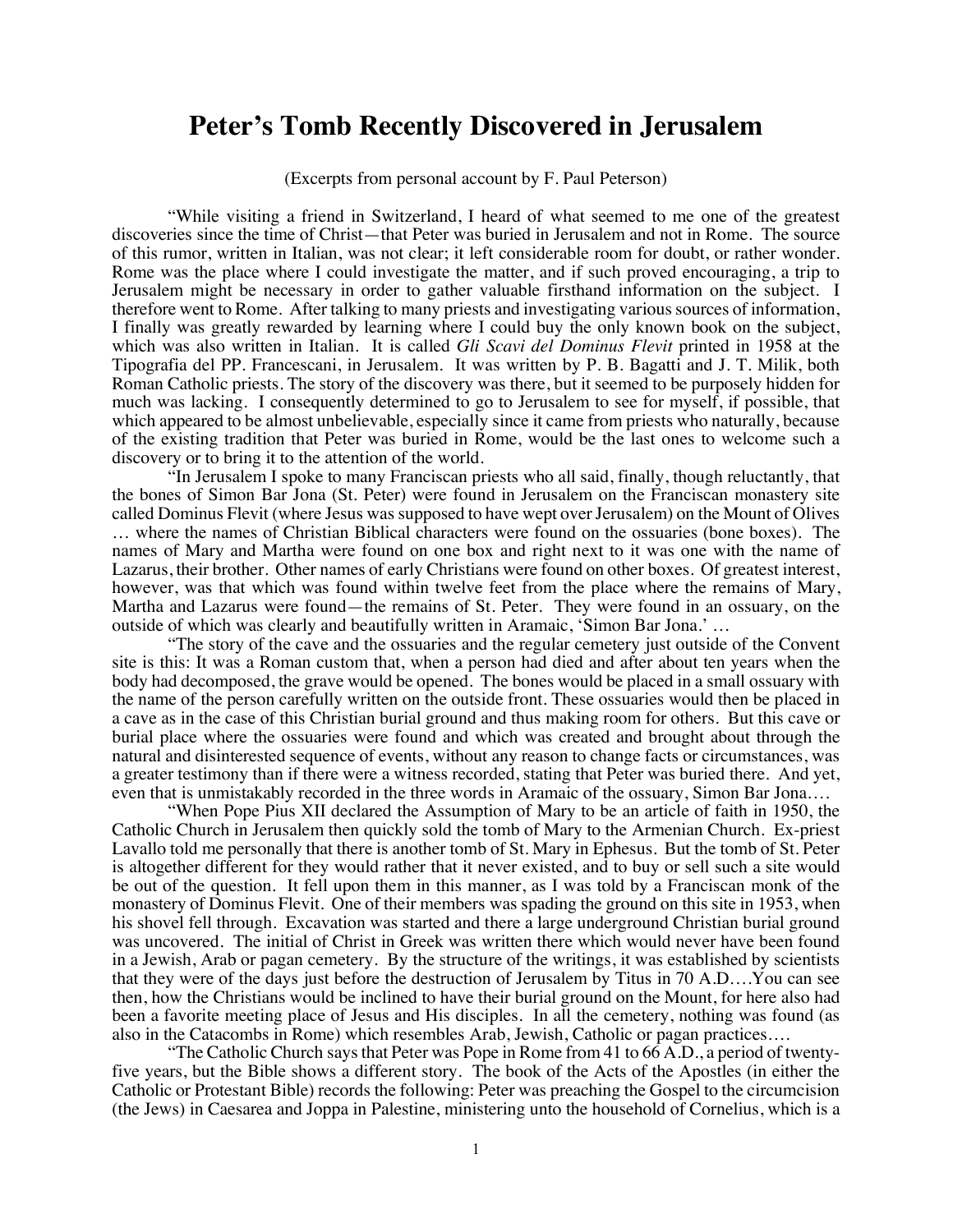# Peter's Tomb Recently Discovered in Jerusalem

(Excerpts from personal account by F. Paul Peterson)

"While visiting a friend in Switzerland, I heard of what seemed to me one of the greatest discoveries since the time of Christ—that Peter was buried in Jerusalem and not in Rome. The source of this rumor, written in Italian, was not clear; it left considerable room for doubt, or rather wonder. Rome was the place where I could investigate the matter, and if such proved encouraging, a trip to Jerusalem might be necessary in order to gather valuable firsthand information on the subject. I therefore went to Rome. After talking to many priests and investigating various sources of information, I finally was greatly rewarded by learning where I could buy the only known book on the subject, which was also written in Italian. It is called *Gli Scavi del Dominus Flevit* printed in 1958 at the Tipografia del PP. Francescani, in Jerusalem. It was written by P. B. Bagatti and J. T. Milik, both Roman Catholic priests. The story of the discovery was there, but it seemed to be purposely hidden for much was lacking. I consequently determined to go to Jerusalem to see for myself, if possible, that which appeared to be almost unbelievable, especially since it came from priests who naturally, because of the existing tradition that Peter was buried in Rome, would be the last ones to welcome such a discovery or to bring it to the attention of the world.

"In Jerusalem I spoke to many Franciscan priests who all said, finally, though reluctantly, that the bones of Simon Bar Jona (St. Peter) were found in Jerusalem on the Franciscan monastery site called Dominus Flevit (where Jesus was supposed to have wept over Jerusalem) on the Mount of Olives … where the names of Christian Biblical characters were found on the ossuaries (bone boxes). The names of Mary and Martha were found on one box and right next to it was one with the name of Lazarus, their brother. Other names of early Christians were found on other boxes. Of greatest interest, however, was that which was found within twelve feet from the place where the remains of Mary, Martha and Lazarus were found—the remains of St. Peter. They were found in an ossuary, on the outside of which was clearly and beautifully written in Aramaic, 'Simon Bar Jona.' …

"The story of the cave and the ossuaries and the regular cemetery just outside of the Convent site is this: It was a Roman custom that, when a person had died and after about ten years when the body had decomposed, the grave would be opened. The bones would be placed in a small ossuary with the name of the person carefully written on the outside front. These ossuaries would then be placed in a cave as in the case of this Christian burial ground and thus making room for others. But this cave or burial place where the ossuaries were found and which was created and brought about through the natural and disinterested sequence of events, without any reason to change facts or circumstances, was a greater testimony than if there were a witness recorded, stating that Peter was buried there. And yet, even that is unmistakably recorded in the three words in Aramaic of the ossuary, Simon Bar Jona….

"When Pope Pius XII declared the Assumption of Mary to be an article of faith in 1950, the Catholic Church in Jerusalem then quickly sold the tomb of Mary to the Armenian Church. Ex-priest Lavallo told me personally that there is another tomb of St. Mary in Ephesus. But the tomb of St. Peter is altogether different for they would rather that it never existed, and to buy or sell such a site would be out of the question. It fell upon them in this manner, as I was told by a Franciscan monk of the monastery of Dominus Flevit. One of their members was spading the ground on this site in 1953, when his shovel fell through. Excavation was started and there a large underground Christian burial ground was uncovered. The initial of Christ in Greek was written there which would never have been found in a Jewish, Arab or pagan cemetery. By the structure of the writings, it was established by scientists that they were of the days just before the destruction of Jerusalem by Titus in 70 A.D.…You can see then, how the Christians would be inclined to have their burial ground on the Mount, for here also had been a favorite meeting place of Jesus and His disciples. In all the cemetery, nothing was found (as also in the Catacombs in Rome) which resembles Arab, Jewish, Catholic or pagan practices….

"The Catholic Church says that Peter was Pope in Rome from 41 to 66 A.D., a period of twenty-five years, but the Bible shows a different story. The book of the Acts of the Apostles (in either the Catholic or Protestant Bible) records the following: Peter was preaching the Gospel to the circumcision (the Jews) in Caesarea and Joppa in Palestine, ministering unto the household of Cornelius, which is a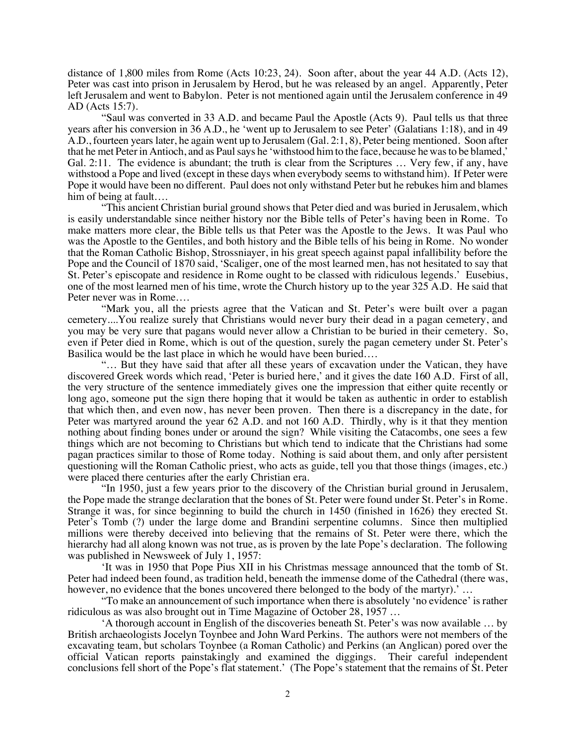distance of 1,800 miles from Rome (Acts 10:23, 24). Soon after, about the year 44 A.D. (Acts 12), Peter was cast into prison in Jerusalem by Herod, but he was released by an angel. Apparently, Peter left Jerusalem and went to Babylon. Peter is not mentioned again until the Jerusalem conference in 49 AD (Acts 15:7).

"Saul was converted in 33 A.D. and became Paul the Apostle (Acts 9). Paul tells us that three years after his conversion in 36 A.D., he 'went up to Jerusalem to see Peter' (Galatians 1:18), and in 49 A.D., fourteen years later, he again went up to Jerusalem (Gal. 2:1, 8), Peter being mentioned. Soon after that he met Peter in Antioch, and as Paul says he 'withstood him to the face, because he was to be blamed,' Gal. 2:11. The evidence is abundant; the truth is clear from the Scriptures … Very few, if any, have withstood a Pope and lived (except in these days when everybody seems to withstand him). If Peter were Pope it would have been no different. Paul does not only withstand Peter but he rebukes him and blames him of being at fault….

"This ancient Christian burial ground shows that Peter died and was buried in Jerusalem, which is easily understandable since neither history nor the Bible tells of Peter's having been in Rome. To make matters more clear, the Bible tells us that Peter was the Apostle to the Jews. It was Paul who was the Apostle to the Gentiles, and both history and the Bible tells of his being in Rome. No wonder that the Roman Catholic Bishop, Strossniayer, in his great speech against papal infallibility before the Pope and the Council of 1870 said, 'Scaliger, one of the most learned men, has not hesitated to say that St. Peter's episcopate and residence in Rome ought to be classed with ridiculous legends.' Eusebius, one of the most learned men of his time, wrote the Church history up to the year 325 A.D. He said that Peter never was in Rome….

"Mark you, all the priests agree that the Vatican and St. Peter's were built over a pagan cemetery....You realize surely that Christians would never bury their dead in a pagan cemetery, and you may be very sure that pagans would never allow a Christian to be buried in their cemetery. So, even if Peter died in Rome, which is out of the question, surely the pagan cemetery under St. Peter's Basilica would be the last place in which he would have been buried….

"… But they have said that after all these years of excavation under the Vatican, they have discovered Greek words which read, 'Peter is buried here,' and it gives the date 160 A.D. First of all, the very structure of the sentence immediately gives one the impression that either quite recently or long ago, someone put the sign there hoping that it would be taken as authentic in order to establish that which then, and even now, has never been proven. Then there is a discrepancy in the date, for Peter was martyred around the year 62 A.D. and not 160 A.D. Thirdly, why is it that they mention nothing about finding bones under or around the sign? While visiting the Catacombs, one sees a few things which are not becoming to Christians but which tend to indicate that the Christians had some pagan practices similar to those of Rome today. Nothing is said about them, and only after persistent questioning will the Roman Catholic priest, who acts as guide, tell you that those things (images, etc.) were placed there centuries after the early Christian era.

"In 1950, just a few years prior to the discovery of the Christian burial ground in Jerusalem, the Pope made the strange declaration that the bones of St. Peter were found under St. Peter's in Rome. Strange it was, for since beginning to build the church in 1450 (finished in 1626) they erected St. Peter's Tomb (?) under the large dome and Brandini serpentine columns. Since then multiplied millions were thereby deceived into believing that the remains of St. Peter were there, which the hierarchy had all along known was not true, as is proven by the late Pope's declaration. The following was published in Newsweek of July 1, 1957:

'It was in 1950 that Pope Pius XII in his Christmas message announced that the tomb of St. Peter had indeed been found, as tradition held, beneath the immense dome of the Cathedral (there was, however, no evidence that the bones uncovered there belonged to the body of the martyr).' …

"To make an announcement of such importance when there is absolutely 'no evidence' is rather ridiculous as was also brought out in Time Magazine of October 28, 1957 …

'A thorough account in English of the discoveries beneath St. Peter's was now available … by British archaeologists Jocelyn Toynbee and John Ward Perkins. The authors were not members of the excavating team, but scholars Toynbee (a Roman Catholic) and Perkins (an Anglican) pored over the official Vatican reports painstakingly and examined the diggings. Their careful independent conclusions fell short of the Pope's flat statement.' (The Pope's statement that the remains of St. Peter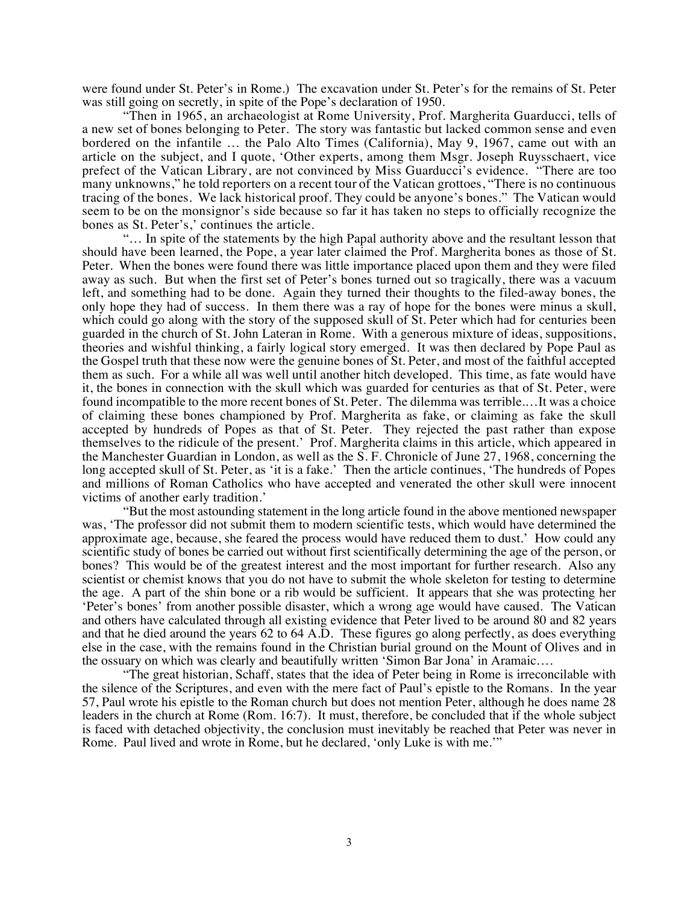were found under St. Peter's in Rome.) The excavation under St. Peter's for the remains of St. Peter was still going on secretly, in spite of the Pope's declaration of 1950.

"Then in 1965, an archaeologist at Rome University, Prof. Margherita Guarducci, tells of a new set of bones belonging to Peter. The story was fantastic but lacked common sense and even bordered on the infantile … the Palo Alto Times (California), May 9, 1967, came out with an article on the subject, and I quote, 'Other experts, among them Msgr. Joseph Ruysschaert, vice prefect of the Vatican Library, are not convinced by Miss Guarducci's evidence. "There are too many unknowns," he told reporters on a recent tour of the Vatican grottoes, "There is no continuous tracing of the bones. We lack historical proof. They could be anyone's bones." The Vatican would seem to be on the monsignor's side because so far it has taken no steps to officially recognize the bones as St. Peter's,' continues the article.

"… In spite of the statements by the high Papal authority above and the resultant lesson that should have been learned, the Pope, a year later claimed the Prof. Margherita bones as those of St. Peter. When the bones were found there was little importance placed upon them and they were filed away as such. But when the first set of Peter's bones turned out so tragically, there was a vacuum left, and something had to be done. Again they turned their thoughts to the filed-away bones, the only hope they had of success. In them there was a ray of hope for the bones were minus a skull, which could go along with the story of the supposed skull of St. Peter which had for centuries been guarded in the church of St. John Lateran in Rome. With a generous mixture of ideas, suppositions, theories and wishful thinking, a fairly logical story emerged. It was then declared by Pope Paul as the Gospel truth that these now were the genuine bones of St. Peter, and most of the faithful accepted them as such. For a while all was well until another hitch developed. This time, as fate would have it, the bones in connection with the skull which was guarded for centuries as that of St. Peter, were found incompatible to the more recent bones of St. Peter. The dilemma was terrible.…It was a choice of claiming these bones championed by Prof. Margherita as fake, or claiming as fake the skull accepted by hundreds of Popes as that of St. Peter. They rejected the past rather than expose themselves to the ridicule of the present.' Prof. Margherita claims in this article, which appeared in the Manchester Guardian in London, as well as the S. F. Chronicle of June 27, 1968, concerning the long accepted skull of St. Peter, as 'it is a fake.' Then the article continues, 'The hundreds of Popes and millions of Roman Catholics who have accepted and venerated the other skull were innocent victims of another early tradition.'

"But the most astounding statement in the long article found in the above mentioned newspaper was, 'The professor did not submit them to modern scientific tests, which would have determined the approximate age, because, she feared the process would have reduced them to dust.' How could any scientific study of bones be carried out without first scientifically determining the age of the person, or bones? This would be of the greatest interest and the most important for further research. Also any scientist or chemist knows that you do not have to submit the whole skeleton for testing to determine the age. A part of the shin bone or a rib would be sufficient. It appears that she was protecting her 'Peter's bones' from another possible disaster, which a wrong age would have caused. The Vatican and others have calculated through all existing evidence that Peter lived to be around 80 and 82 years and that he died around the years 62 to 64 A.D. These figures go along perfectly, as does everything else in the case, with the remains found in the Christian burial ground on the Mount of Olives and in the ossuary on which was clearly and beautifully written 'Simon Bar Jona' in Aramaic….

"The great historian, Schaff, states that the idea of Peter being in Rome is irreconcilable with the silence of the Scriptures, and even with the mere fact of Paul's epistle to the Romans. In the year 57, Paul wrote his epistle to the Roman church but does not mention Peter, although he does name 28 leaders in the church at Rome (Rom. 16:7). It must, therefore, be concluded that if the whole subject is faced with detached objectivity, the conclusion must inevitably be reached that Peter was never in Rome. Paul lived and wrote in Rome, but he declared, 'only Luke is with me.'"